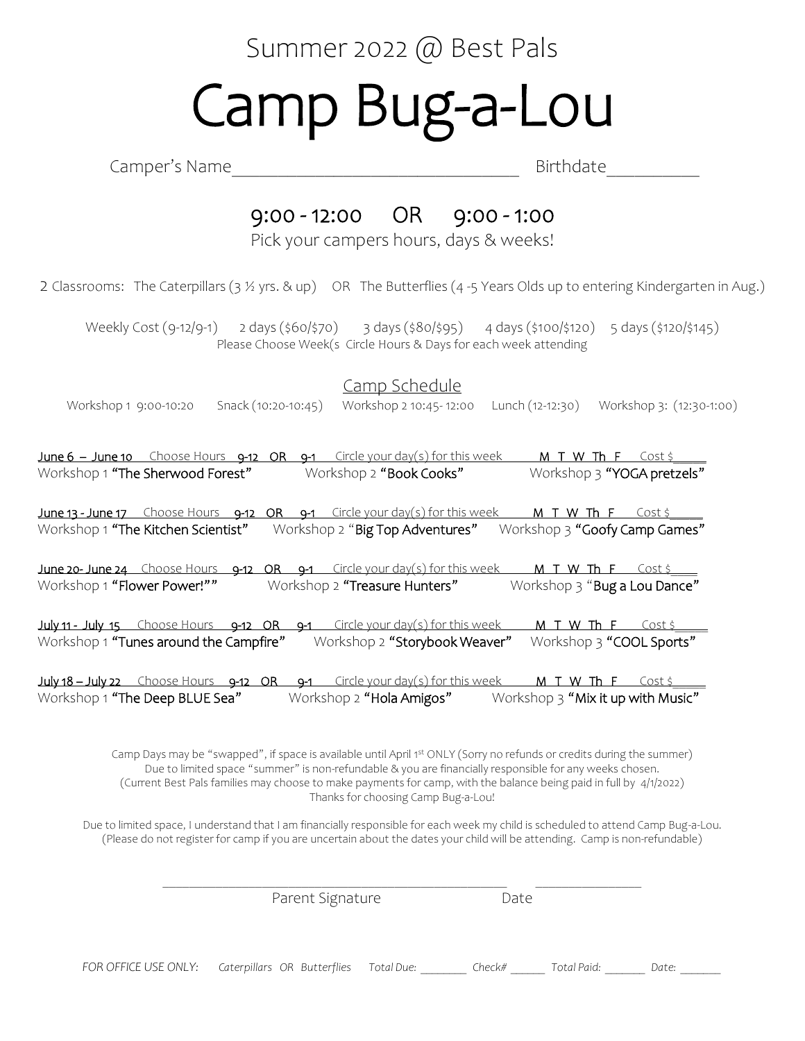Summer 2022 @ Best Pals

# Camp Bug-a-Lou

Camper's Name________________________________ Birthdate__________

## 9:00 - 12:00 OR 9:00 - 1:00

Pick your campers hours, days & weeks!

2 Classrooms: The Caterpillars (3 ½ yrs. & up) OR The Butterflies (4 -5 Years Olds up to entering Kindergarten in Aug.)

Weekly Cost (9-12/9-1) 2 days ($60/$70) 3 days ($80/$95) 4 days ($100/$120) 5 days ($120/$145)

Please Choose Week(s Circle Hours & Days for each week attending

## Camp Schedule

Workshop 1 9:00-10:20 Snack (10:20-10:45) Workshop 2 10:45- 12:00 Lunch (12-12:30) Workshop 3: (12:30-1:00)

**June 6 – June 10** Choose Hours **9-12 OR 9-1** Circle your day(s) for this week **M T W Th F** Cost $_____
Workshop 1 **"The Sherwood Forest"** Workshop 2 **"Book Cooks"** Workshop 3 **"YOGA pretzels"**

**June 13 - June 17** Choose Hours **9-12 OR 9-1** Circle your day(s) for this week **M T W Th F** Cost $_____
Workshop 1 **"The Kitchen Scientist"** Workshop 2 **"Big Top Adventures"** Workshop 3 **"Goofy Camp Games"**

**June 20- June 24** Choose Hours **9-12 OR 9-1** Circle your day(s) for this week **M T W Th F** Cost $_____
Workshop 1 **"Flower Power!""** Workshop 2 **"Treasure Hunters"** Workshop 3 **"Bug a Lou Dance"**

**July 11 - July 15** Choose Hours **9-12 OR 9-1** Circle your day(s) for this week **M T W Th F** Cost $_____
Workshop 1 **"Tunes around the Campfire"** Workshop 2 **"Storybook Weaver"** Workshop 3 **"COOL Sports"**

**July 18 – July 22** Choose Hours **9-12 OR 9-1** Circle your day(s) for this week **M T W Th F** Cost $_____
Workshop 1 **"The Deep BLUE Sea"** Workshop 2 **"Hola Amigos"** Workshop 3 **"Mix it up with Music"**

Camp Days may be "swapped", if space is available until April 1st ONLY (Sorry no refunds or credits during the summer)
Due to limited space "summer" is non-refundable & you are financially responsible for any weeks chosen.
(Current Best Pals families may choose to make payments for camp, with the balance being paid in full by 4/1/2022)
Thanks for choosing Camp Bug-a-Lou!

Due to limited space, I understand that I am financially responsible for each week my child is scheduled to attend Camp Bug-a-Lou.
(Please do not register for camp if you are uncertain about the dates your child will be attending. Camp is non-refundable)

_______________________________________ _______________
Parent Signature Date

*FOR OFFICE USE ONLY: Caterpillars OR Butterflies Total Due: ________ Check# ______ Total Paid: _______ Date: _______*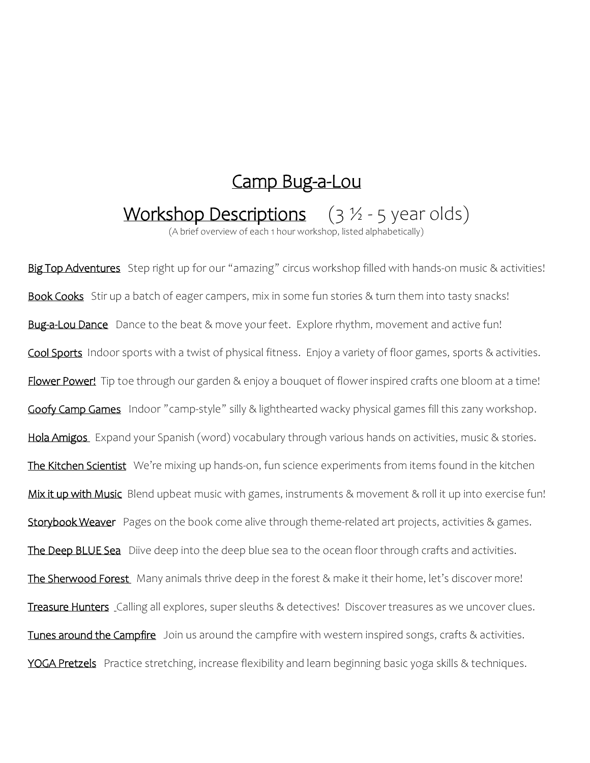# Camp Bug-a-Lou

## Workshop Descriptions (3 ½ - 5 year olds)

(A brief overview of each 1 hour workshop, listed alphabetically)

**Big Top Adventures** Step right up for our "amazing" circus workshop filled with hands-on music & activities!

**Book Cooks** Stir up a batch of eager campers, mix in some fun stories & turn them into tasty snacks!

**Bug-a-Lou Dance** Dance to the beat & move your feet. Explore rhythm, movement and active fun!

**Cool Sports** Indoor sports with a twist of physical fitness. Enjoy a variety of floor games, sports & activities.

**Flower Power!** Tip toe through our garden & enjoy a bouquet of flower inspired crafts one bloom at a time!

**Goofy Camp Games** Indoor "camp-style" silly & lighthearted wacky physical games fill this zany workshop.

**Hola Amigos** Expand your Spanish (word) vocabulary through various hands on activities, music & stories.

**The Kitchen Scientist** We're mixing up hands-on, fun science experiments from items found in the kitchen

**Mix it up with Music** Blend upbeat music with games, instruments & movement & roll it up into exercise fun!

**Storybook Weaver** Pages on the book come alive through theme-related art projects, activities & games.

**The Deep BLUE Sea** Diive deep into the deep blue sea to the ocean floor through crafts and activities.

**The Sherwood Forest** Many animals thrive deep in the forest & make it their home, let's discover more!

**Treasure Hunters** Calling all explores, super sleuths & detectives! Discover treasures as we uncover clues.

**Tunes around the Campfire** Join us around the campfire with western inspired songs, crafts & activities.

**YOGA Pretzels** Practice stretching, increase flexibility and learn beginning basic yoga skills & techniques.